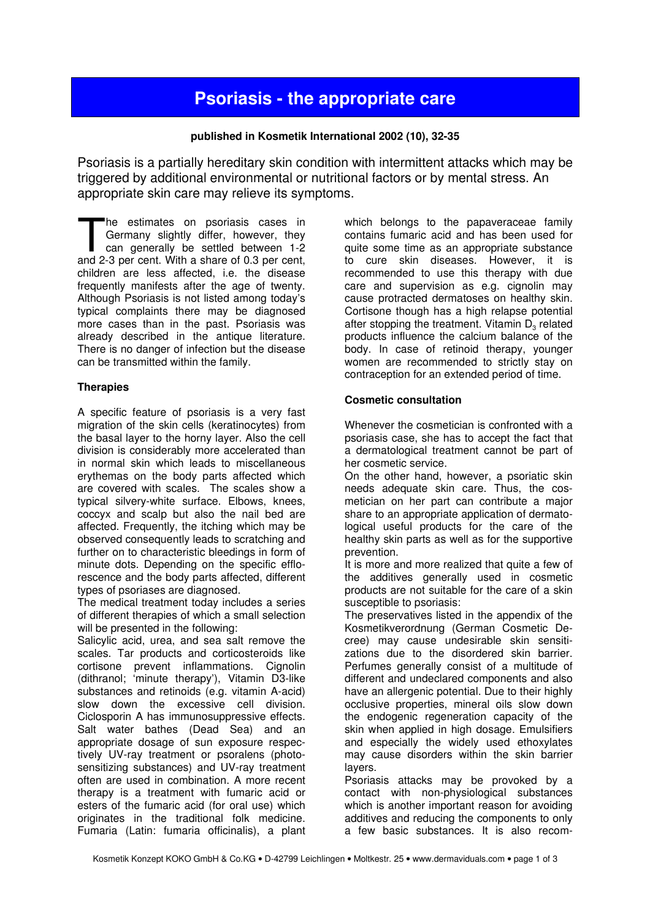# Psoriasis - the appropriate care

**published in Kosmetik International 2002 (10), 32-35**

Psoriasis is a partially hereditary skin condition with intermittent attacks which may be triggered by additional environmental or nutritional factors or by mental stress. An appropriate skin care may relieve its symptoms.

The estimates on psoriasis cases in Germany slightly differ, however, they can generally be settled between 1-2 and 2-3 per cent. With a share of 0.3 per cent, children are less affected, i.e. the disease frequently manifests after the age of twenty. Although Psoriasis is not listed among today's typical complaints there may be diagnosed more cases than in the past. Psoriasis was already described in the antique literature. There is no danger of infection but the disease can be transmitted within the family.

### Therapies

A specific feature of psoriasis is a very fast migration of the skin cells (keratinocytes) from the basal layer to the horny layer. Also the cell division is considerably more accelerated than in normal skin which leads to miscellaneous erythemas on the body parts affected which are covered with scales. The scales show a typical silvery-white surface. Elbows, knees, coccyx and scalp but also the nail bed are affected. Frequently, the itching which may be observed consequently leads to scratching and further on to characteristic bleedings in form of minute dots. Depending on the specific efflorescence and the body parts affected, different types of psoriases are diagnosed.

The medical treatment today includes a series of different therapies of which a small selection will be presented in the following:

Salicylic acid, urea, and sea salt remove the scales. Tar products and corticosteroids like cortisone prevent inflammations. Cignolin (dithranol; 'minute therapy'), Vitamin D3-like substances and retinoids (e.g. vitamin A-acid) slow down the excessive cell division. Ciclosporin A has immunosuppressive effects. Salt water bathes (Dead Sea) and an appropriate dosage of sun exposure respectively UV-ray treatment or psoralens (photosensitizing substances) and UV-ray treatment often are used in combination. A more recent therapy is a treatment with fumaric acid or esters of the fumaric acid (for oral use) which originates in the traditional folk medicine. Fumaria (Latin: fumaria officinalis), a plant which belongs to the papaveraceae family contains fumaric acid and has been used for quite some time as an appropriate substance to cure skin diseases. However, it is recommended to use this therapy with due care and supervision as e.g. cignolin may cause protracted dermatoses on healthy skin. Cortisone though has a high relapse potential after stopping the treatment. Vitamin $D_3$ related products influence the calcium balance of the body. In case of retinoid therapy, younger women are recommended to strictly stay on contraception for an extended period of time.

### Cosmetic consultation

Whenever the cosmetician is confronted with a psoriasis case, she has to accept the fact that a dermatological treatment cannot be part of her cosmetic service.

On the other hand, however, a psoriatic skin needs adequate skin care. Thus, the cosmetician on her part can contribute a major share to an appropriate application of dermatological useful products for the care of the healthy skin parts as well as for the supportive prevention.

It is more and more realized that quite a few of the additives generally used in cosmetic products are not suitable for the care of a skin susceptible to psoriasis:

The preservatives listed in the appendix of the Kosmetikverordnung (German Cosmetic Decree) may cause undesirable skin sensitizations due to the disordered skin barrier. Perfumes generally consist of a multitude of different and undeclared components and also have an allergenic potential. Due to their highly occlusive properties, mineral oils slow down the endogenic regeneration capacity of the skin when applied in high dosage. Emulsifiers and especially the widely used ethoxylates may cause disorders within the skin barrier layers.

Psoriasis attacks may be provoked by a contact with non-physiological substances which is another important reason for avoiding additives and reducing the components to only a few basic substances. It is also recom-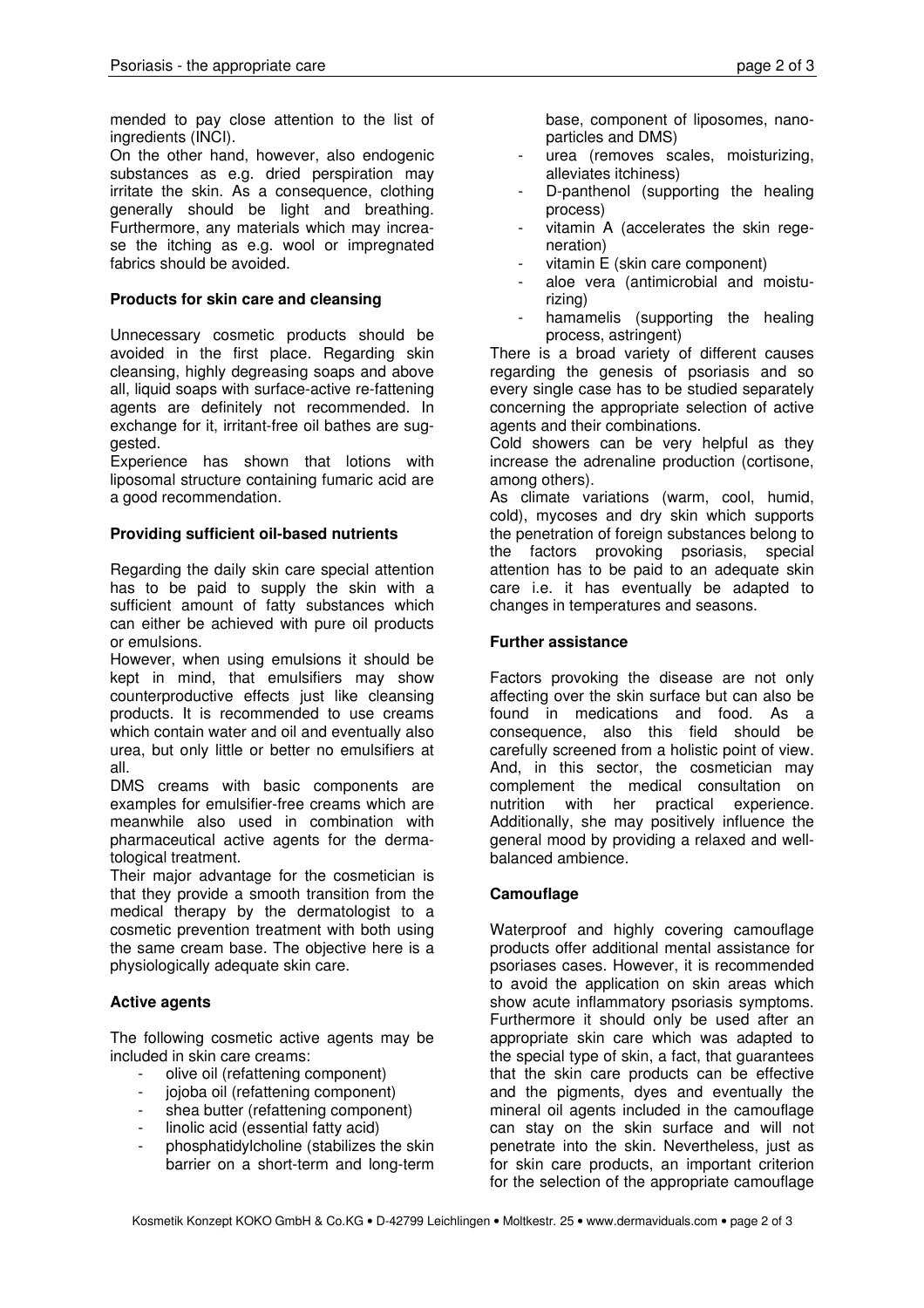mended to pay close attention to the list of ingredients (INCI).

On the other hand, however, also endogenic substances as e.g. dried perspiration may irritate the skin. As a consequence, clothing generally should be light and breathing. Furthermore, any materials which may increase the itching as e.g. wool or impregnated fabrics should be avoided.

### Products for skin care and cleansing

Unnecessary cosmetic products should be avoided in the first place. Regarding skin cleansing, highly degreasing soaps and above all, liquid soaps with surface-active re-fattening agents are definitely not recommended. In exchange for it, irritant-free oil bathes are suggested.

Experience has shown that lotions with liposomal structure containing fumaric acid are a good recommendation.

### Providing sufficient oil-based nutrients

Regarding the daily skin care special attention has to be paid to supply the skin with a sufficient amount of fatty substances which can either be achieved with pure oil products or emulsions.

However, when using emulsions it should be kept in mind, that emulsifiers may show counterproductive effects just like cleansing products. It is recommended to use creams which contain water and oil and eventually also urea, but only little or better no emulsifiers at all.

DMS creams with basic components are examples for emulsifier-free creams which are meanwhile also used in combination with pharmaceutical active agents for the dermatological treatment.

Their major advantage for the cosmetician is that they provide a smooth transition from the medical therapy by the dermatologist to a cosmetic prevention treatment with both using the same cream base. The objective here is a physiologically adequate skin care.

### Active agents

The following cosmetic active agents may be included in skin care creams:

- olive oil (refattening component)
- jojoba oil (refattening component)
- shea butter (refattening component)
- linolic acid (essential fatty acid)
- phosphatidylcholine (stabilizes the skin barrier on a short-term and long-term base, component of liposomes, nanoparticles and DMS)
- urea (removes scales, moisturizing, alleviates itchiness)
- D-panthenol (supporting the healing process)
- vitamin A (accelerates the skin regeneration)
- vitamin E (skin care component)
- aloe vera (antimicrobial and moisturizing)
- hamamelis (supporting the healing process, astringent)

There is a broad variety of different causes regarding the genesis of psoriasis and so every single case has to be studied separately concerning the appropriate selection of active agents and their combinations.

Cold showers can be very helpful as they increase the adrenaline production (cortisone, among others).

As climate variations (warm, cool, humid, cold), mycoses and dry skin which supports the penetration of foreign substances belong to the factors provoking psoriasis, special attention has to be paid to an adequate skin care i.e. it has eventually be adapted to changes in temperatures and seasons.

### Further assistance

Factors provoking the disease are not only affecting over the skin surface but can also be found in medications and food. As a consequence, also this field should be carefully screened from a holistic point of view. And, in this sector, the cosmetician may complement the medical consultation on nutrition with her practical experience. Additionally, she may positively influence the general mood by providing a relaxed and well-balanced ambience.

### Camouflage

Waterproof and highly covering camouflage products offer additional mental assistance for psoriases cases. However, it is recommended to avoid the application on skin areas which show acute inflammatory psoriasis symptoms. Furthermore it should only be used after an appropriate skin care which was adapted to the special type of skin, a fact, that guarantees that the skin care products can be effective and the pigments, dyes and eventually the mineral oil agents included in the camouflage can stay on the skin surface and will not penetrate into the skin. Nevertheless, just as for skin care products, an important criterion for the selection of the appropriate camouflage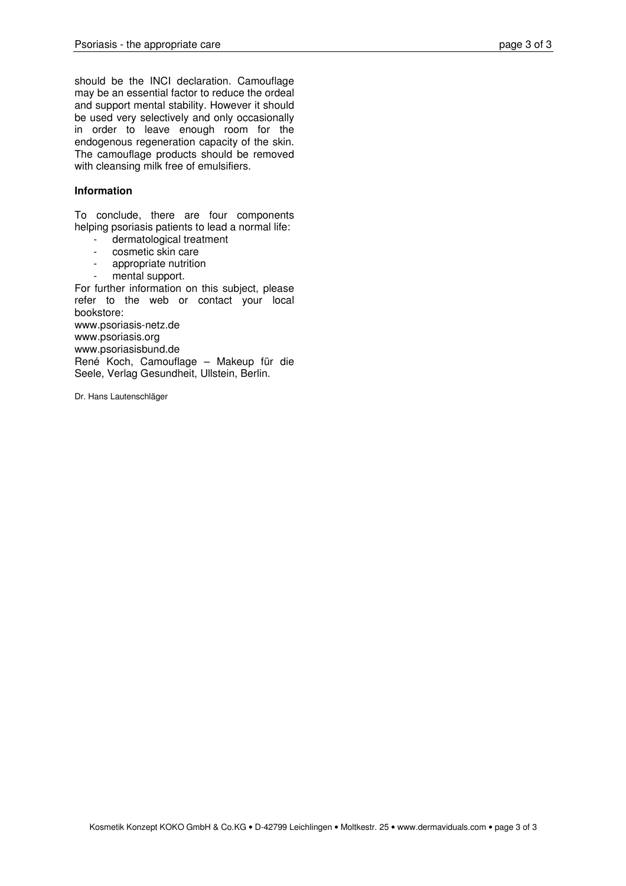should be the INCI declaration. Camouflage may be an essential factor to reduce the ordeal and support mental stability. However it should be used very selectively and only occasionally in order to leave enough room for the endogenous regeneration capacity of the skin. The camouflage products should be removed with cleansing milk free of emulsifiers.

**Information**

To conclude, there are four components helping psoriasis patients to lead a normal life:

- dermatological treatment
- cosmetic skin care
- appropriate nutrition
- mental support.

For further information on this subject, please refer to the web or contact your local bookstore:

www.psoriasis-netz.de
www.psoriasis.org
www.psoriasisbund.de
René Koch, Camouflage – Makeup für die Seele, Verlag Gesundheit, Ullstein, Berlin.

Dr. Hans Lautenschläger